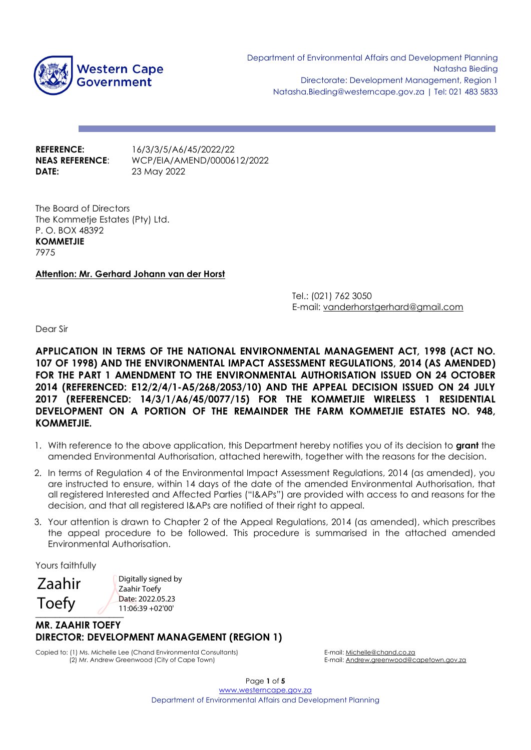Western Cape Government

Department of Environmental Affairs and Development Planning
Natasha Bieding
Directorate: Development Management, Region 1
Natasha.Bieding@westerncape.gov.za | Tel: 021 483 5833

**REFERENCE:** 16/3/3/5/A6/45/2022/22
**NEAS REFERENCE**: WCP/EIA/AMEND/0000612/2022
**DATE:** 23 May 2022

The Board of Directors
The Kommetjie Estates (Pty) Ltd.
P. O. BOX 48392
**KOMMETJIE**
7975

**Attention: Mr. Gerhard Johann van der Horst**

Tel.: (021) 762 3050
E-mail: vanderhorstgerhard@gmail.com

Dear Sir

**APPLICATION IN TERMS OF THE NATIONAL ENVIRONMENTAL MANAGEMENT ACT, 1998 (ACT NO. 107 OF 1998) AND THE ENVIRONMENTAL IMPACT ASSESSMENT REGULATIONS, 2014 (AS AMENDED) FOR THE PART 1 AMENDMENT TO THE ENVIRONMENTAL AUTHORISATION ISSUED ON 24 OCTOBER 2014 (REFERENCED: E12/2/4/1-A5/268/2053/10) AND THE APPEAL DECISION ISSUED ON 24 JULY 2017 (REFERENCED: 14/3/1/A6/45/0077/15) FOR THE KOMMETJIE WIRELESS 1 RESIDENTIAL DEVELOPMENT ON A PORTION OF THE REMAINDER THE FARM KOMMETJIE ESTATES NO. 948, KOMMETJIE.**

1. With reference to the above application, this Department hereby notifies you of its decision to **grant** the amended Environmental Authorisation, attached herewith, together with the reasons for the decision.
2. In terms of Regulation 4 of the Environmental Impact Assessment Regulations, 2014 (as amended), you are instructed to ensure, within 14 days of the date of the amended Environmental Authorisation, that all registered Interested and Affected Parties ("I&APs") are provided with access to and reasons for the decision, and that all registered I&APs are notified of their right to appeal.
3. Your attention is drawn to Chapter 2 of the Appeal Regulations, 2014 (as amended), which prescribes the appeal procedure to be followed. This procedure is summarised in the attached amended Environmental Authorisation.

Yours faithfully

Zaahir Toefy
Digitally signed by Zaahir Toefy
Date: 2022.05.23 11:06:39 +02'00'

**MR. ZAAHIR TOEFY**
**DIRECTOR: DEVELOPMENT MANAGEMENT (REGION 1)**

Copied to: (1) Ms. Michelle Lee (Chand Environmental Consultants) E-mail: Michelle@chand.co.za
(2) Mr. Andrew Greenwood (City of Cape Town) E-mail: Andrew.greenwood@capetown.gov.za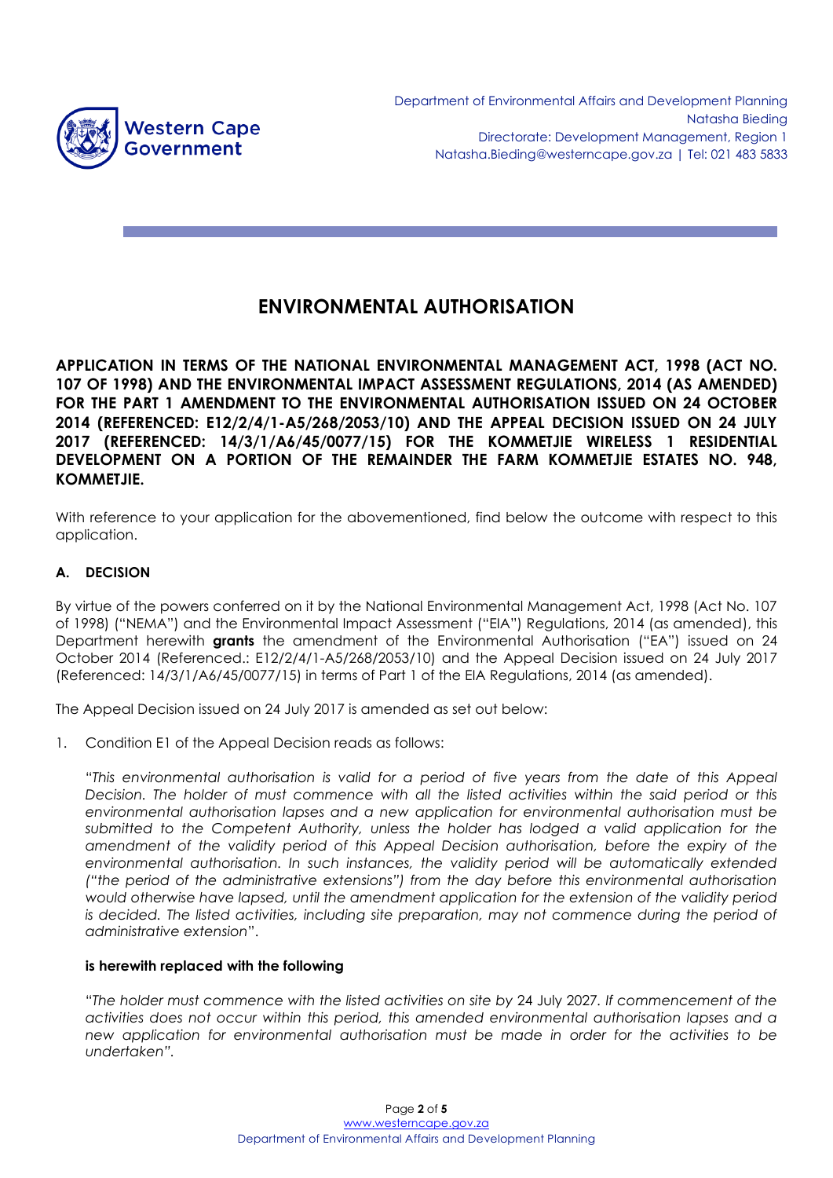Department of Environmental Affairs and Development Planning
Natasha Bieding
Directorate: Development Management, Region 1
Natasha.Bieding@westerncape.gov.za | Tel: 021 483 5833

# ENVIRONMENTAL AUTHORISATION

**APPLICATION IN TERMS OF THE NATIONAL ENVIRONMENTAL MANAGEMENT ACT, 1998 (ACT NO. 107 OF 1998) AND THE ENVIRONMENTAL IMPACT ASSESSMENT REGULATIONS, 2014 (AS AMENDED) FOR THE PART 1 AMENDMENT TO THE ENVIRONMENTAL AUTHORISATION ISSUED ON 24 OCTOBER 2014 (REFERENCED: E12/2/4/1-A5/268/2053/10) AND THE APPEAL DECISION ISSUED ON 24 JULY 2017 (REFERENCED: 14/3/1/A6/45/0077/15) FOR THE KOMMETJIE WIRELESS 1 RESIDENTIAL DEVELOPMENT ON A PORTION OF THE REMAINDER THE FARM KOMMETJIE ESTATES NO. 948, KOMMETJIE.**

With reference to your application for the abovementioned, find below the outcome with respect to this application.

## A. DECISION

By virtue of the powers conferred on it by the National Environmental Management Act, 1998 (Act No. 107 of 1998) ("NEMA") and the Environmental Impact Assessment ("EIA") Regulations, 2014 (as amended), this Department herewith **grants** the amendment of the Environmental Authorisation ("EA") issued on 24 October 2014 (Referenced.: E12/2/4/1-A5/268/2053/10) and the Appeal Decision issued on 24 July 2017 (Referenced: 14/3/1/A6/45/0077/15) in terms of Part 1 of the EIA Regulations, 2014 (as amended).

The Appeal Decision issued on 24 July 2017 is amended as set out below:

1. Condition E1 of the Appeal Decision reads as follows:

   *"This environmental authorisation is valid for a period of five years from the date of this Appeal Decision. The holder of must commence with all the listed activities within the said period or this environmental authorisation lapses and a new application for environmental authorisation must be submitted to the Competent Authority, unless the holder has lodged a valid application for the amendment of the validity period of this Appeal Decision authorisation, before the expiry of the environmental authorisation. In such instances, the validity period will be automatically extended ("the period of the administrative extensions") from the day before this environmental authorisation would otherwise have lapsed, until the amendment application for the extension of the validity period is decided. The listed activities, including site preparation, may not commence during the period of administrative extension*".

   **is herewith replaced with the following**

   *"The holder must commence with the listed activities on site by* 24 July 2027. *If commencement of the activities does not occur within this period, this amended environmental authorisation lapses and a new application for environmental authorisation must be made in order for the activities to be undertaken".*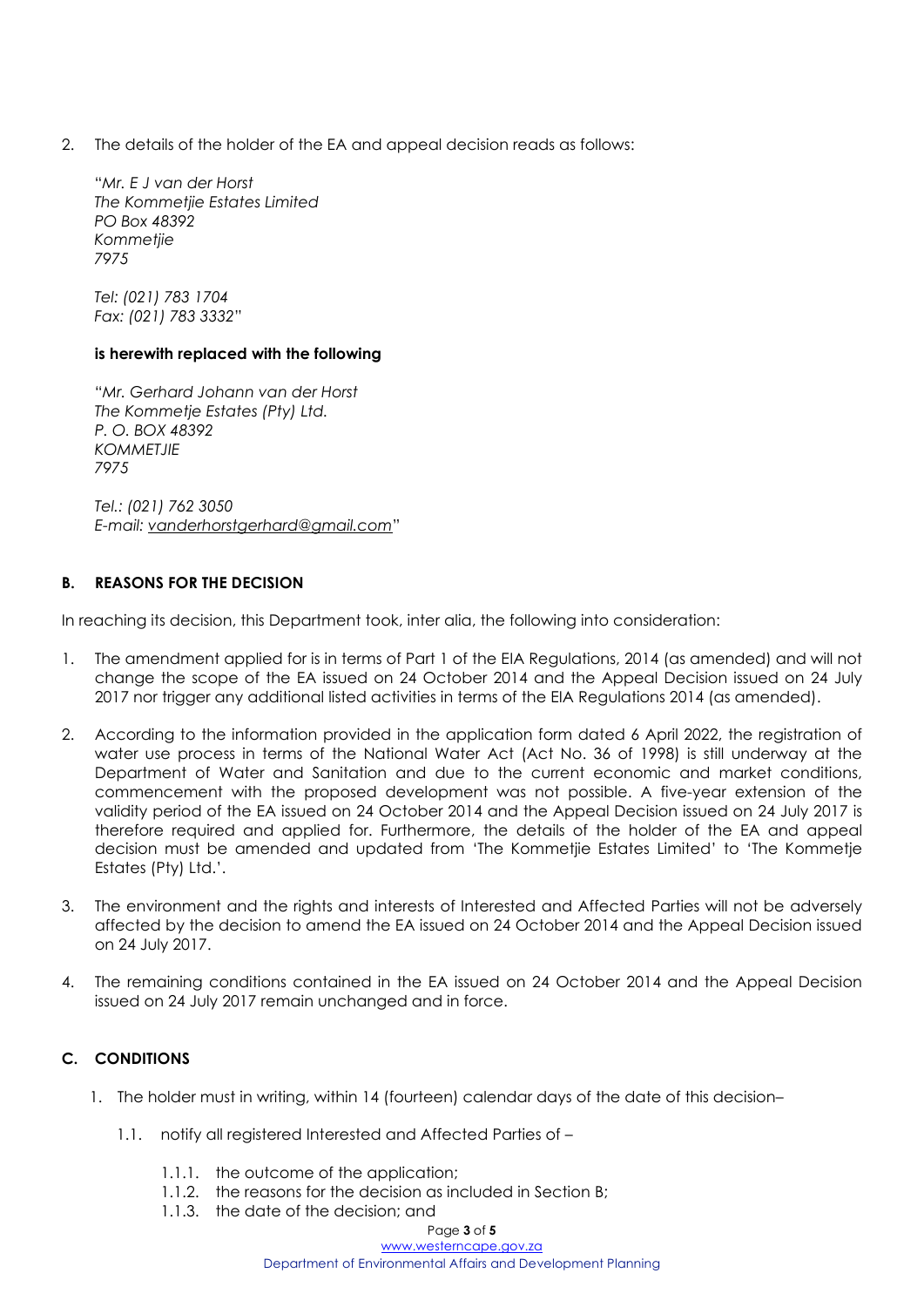2. The details of the holder of the EA and appeal decision reads as follows:

   "*Mr. E J van der Horst*
   *The Kommetjie Estates Limited*
   *PO Box 48392*
   *Kommetjie*
   *7975*

   *Tel: (021) 783 1704*
   *Fax: (021) 783 3332*"

   **is herewith replaced with the following**

   "*Mr. Gerhard Johann van der Horst*
   *The Kommetje Estates (Pty) Ltd.*
   *P. O. BOX 48392*
   *KOMMETJIE*
   *7975*

   *Tel.: (021) 762 3050*
   *E-mail: vanderhorstgerhard@gmail.com*"

## B. REASONS FOR THE DECISION

In reaching its decision, this Department took, inter alia, the following into consideration:

1. The amendment applied for is in terms of Part 1 of the EIA Regulations, 2014 (as amended) and will not change the scope of the EA issued on 24 October 2014 and the Appeal Decision issued on 24 July 2017 nor trigger any additional listed activities in terms of the EIA Regulations 2014 (as amended).

2. According to the information provided in the application form dated 6 April 2022, the registration of water use process in terms of the National Water Act (Act No. 36 of 1998) is still underway at the Department of Water and Sanitation and due to the current economic and market conditions, commencement with the proposed development was not possible. A five-year extension of the validity period of the EA issued on 24 October 2014 and the Appeal Decision issued on 24 July 2017 is therefore required and applied for. Furthermore, the details of the holder of the EA and appeal decision must be amended and updated from 'The Kommetjie Estates Limited' to 'The Kommetje Estates (Pty) Ltd.'.

3. The environment and the rights and interests of Interested and Affected Parties will not be adversely affected by the decision to amend the EA issued on 24 October 2014 and the Appeal Decision issued on 24 July 2017.

4. The remaining conditions contained in the EA issued on 24 October 2014 and the Appeal Decision issued on 24 July 2017 remain unchanged and in force.

## C. CONDITIONS

1. The holder must in writing, within 14 (fourteen) calendar days of the date of this decision–

   1.1. notify all registered Interested and Affected Parties of –

      1.1.1. the outcome of the application;
      1.1.2. the reasons for the decision as included in Section B;
      1.1.3. the date of the decision; and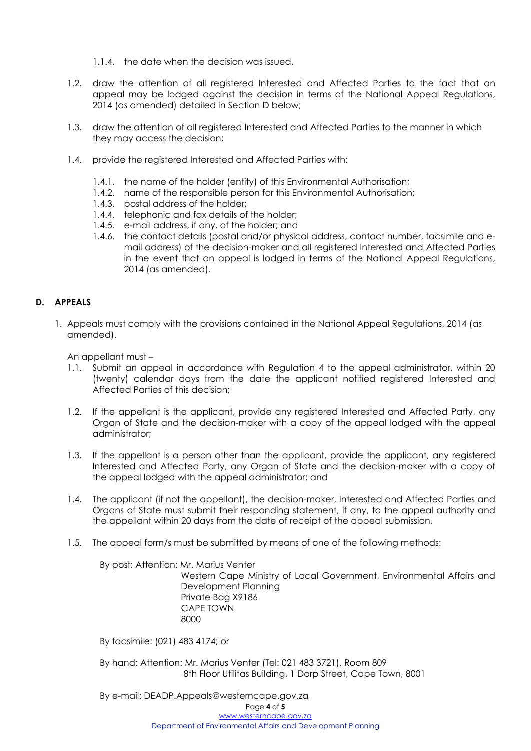1.1.4. the date when the decision was issued.

1.2. draw the attention of all registered Interested and Affected Parties to the fact that an appeal may be lodged against the decision in terms of the National Appeal Regulations, 2014 (as amended) detailed in Section D below;

1.3. draw the attention of all registered Interested and Affected Parties to the manner in which they may access the decision;

1.4. provide the registered Interested and Affected Parties with:

1.4.1. the name of the holder (entity) of this Environmental Authorisation;
1.4.2. name of the responsible person for this Environmental Authorisation;
1.4.3. postal address of the holder;
1.4.4. telephonic and fax details of the holder;
1.4.5. e-mail address, if any, of the holder; and
1.4.6. the contact details (postal and/or physical address, contact number, facsimile and e-mail address) of the decision-maker and all registered Interested and Affected Parties in the event that an appeal is lodged in terms of the National Appeal Regulations, 2014 (as amended).

## D. APPEALS

1. Appeals must comply with the provisions contained in the National Appeal Regulations, 2014 (as amended).

An appellant must –

1.1. Submit an appeal in accordance with Regulation 4 to the appeal administrator, within 20 (twenty) calendar days from the date the applicant notified registered Interested and Affected Parties of this decision;

1.2. If the appellant is the applicant, provide any registered Interested and Affected Party, any Organ of State and the decision-maker with a copy of the appeal lodged with the appeal administrator;

1.3. If the appellant is a person other than the applicant, provide the applicant, any registered Interested and Affected Party, any Organ of State and the decision-maker with a copy of the appeal lodged with the appeal administrator; and

1.4. The applicant (if not the appellant), the decision-maker, Interested and Affected Parties and Organs of State must submit their responding statement, if any, to the appeal authority and the appellant within 20 days from the date of receipt of the appeal submission.

1.5. The appeal form/s must be submitted by means of one of the following methods:

By post: Attention: Mr. Marius Venter
Western Cape Ministry of Local Government, Environmental Affairs and Development Planning
Private Bag X9186
CAPE TOWN
8000

By facsimile: (021) 483 4174; or

By hand: Attention: Mr. Marius Venter (Tel: 021 483 3721), Room 809
8th Floor Utilitas Building, 1 Dorp Street, Cape Town, 8001

By e-mail: DEADP.Appeals@westerncape.gov.za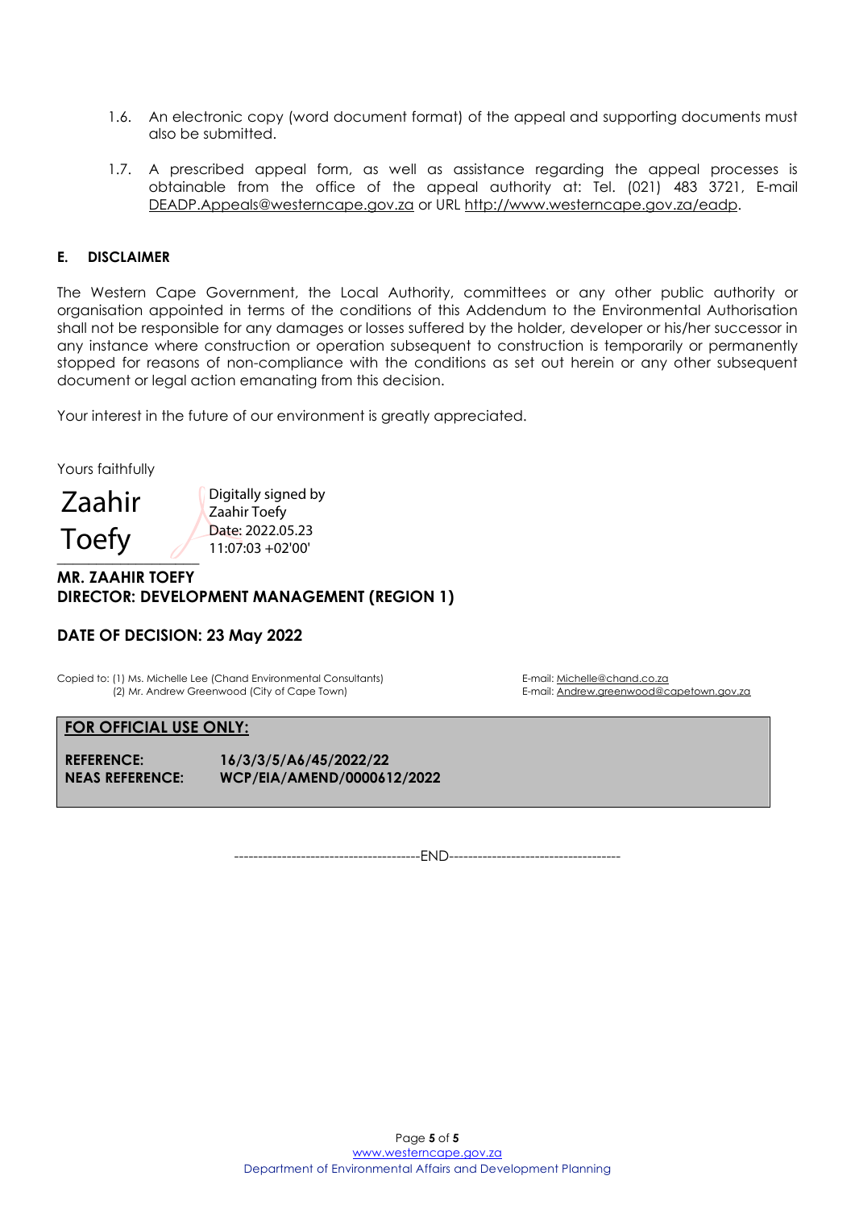1.6. An electronic copy (word document format) of the appeal and supporting documents must also be submitted.

1.7. A prescribed appeal form, as well as assistance regarding the appeal processes is obtainable from the office of the appeal authority at: Tel. (021) 483 3721, E-mail DEADP.Appeals@westerncape.gov.za or URL http://www.westerncape.gov.za/eadp.

## E. DISCLAIMER

The Western Cape Government, the Local Authority, committees or any other public authority or organisation appointed in terms of the conditions of this Addendum to the Environmental Authorisation shall not be responsible for any damages or losses suffered by the holder, developer or his/her successor in any instance where construction or operation subsequent to construction is temporarily or permanently stopped for reasons of non-compliance with the conditions as set out herein or any other subsequent document or legal action emanating from this decision.

Your interest in the future of our environment is greatly appreciated.

Yours faithfully

Zaahir Toefy

Digitally signed by Zaahir Toefy
Date: 2022.05.23 11:07:03 +02'00'

**MR. ZAAHIR TOEFY**
**DIRECTOR: DEVELOPMENT MANAGEMENT (REGION 1)**

**DATE OF DECISION: 23 May 2022**

Copied to: (1) Ms. Michelle Lee (Chand Environmental Consultants) E-mail: Michelle@chand.co.za
(2) Mr. Andrew Greenwood (City of Cape Town) E-mail: Andrew.greenwood@capetown.gov.za

**FOR OFFICIAL USE ONLY:**

**REFERENCE:** **16/3/3/5/A6/45/2022/22**
**NEAS REFERENCE:** **WCP/EIA/AMEND/0000612/2022**

--------------------------------------END-----------------------------------

www.westerncape.gov.za
Department of Environmental Affairs and Development Planning